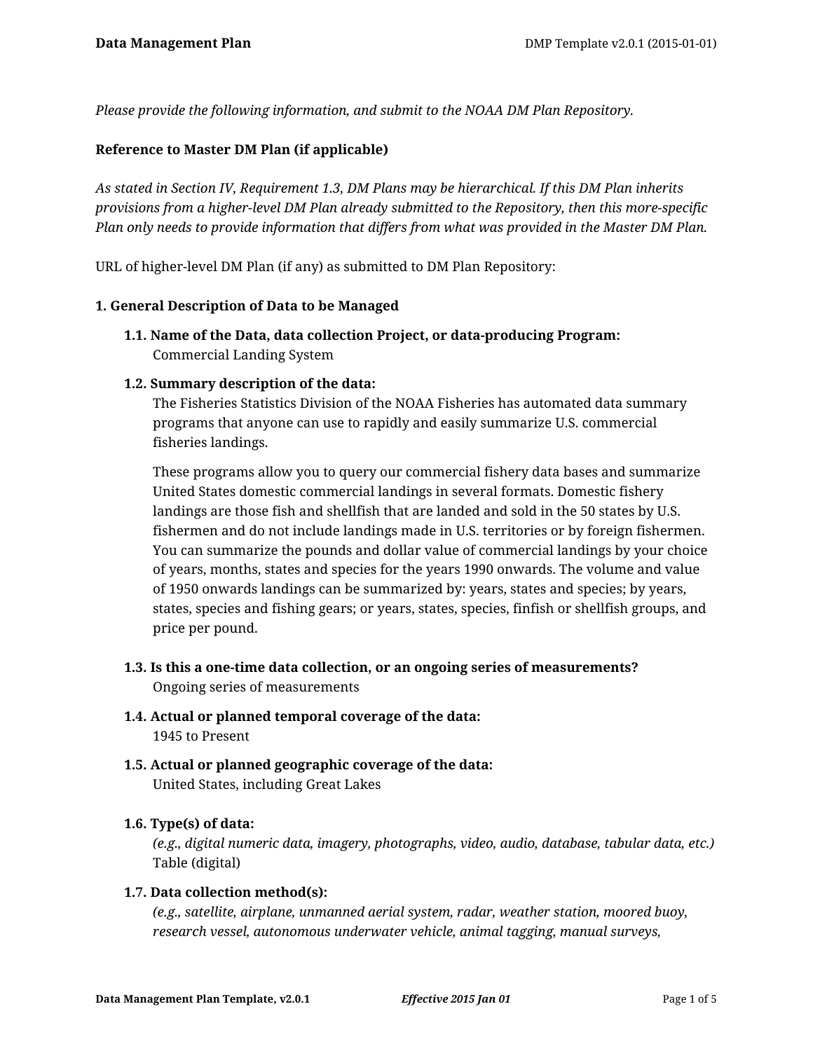*Please provide the following information, and submit to the NOAA DM Plan Repository.*

**Reference to Master DM Plan (if applicable)**

*As stated in Section IV, Requirement 1.3, DM Plans may be hierarchical. If this DM Plan inherits provisions from a higher-level DM Plan already submitted to the Repository, then this more-specific Plan only needs to provide information that differs from what was provided in the Master DM Plan.*

URL of higher-level DM Plan (if any) as submitted to DM Plan Repository:

**1. General Description of Data to be Managed**

**1.1. Name of the Data, data collection Project, or data-producing Program:**
Commercial Landing System

**1.2. Summary description of the data:**
The Fisheries Statistics Division of the NOAA Fisheries has automated data summary programs that anyone can use to rapidly and easily summarize U.S. commercial fisheries landings.

These programs allow you to query our commercial fishery data bases and summarize United States domestic commercial landings in several formats. Domestic fishery landings are those fish and shellfish that are landed and sold in the 50 states by U.S. fishermen and do not include landings made in U.S. territories or by foreign fishermen. You can summarize the pounds and dollar value of commercial landings by your choice of years, months, states and species for the years 1990 onwards. The volume and value of 1950 onwards landings can be summarized by: years, states and species; by years, states, species and fishing gears; or years, states, species, finfish or shellfish groups, and price per pound.

**1.3. Is this a one-time data collection, or an ongoing series of measurements?**
Ongoing series of measurements

**1.4. Actual or planned temporal coverage of the data:**
1945 to Present

**1.5. Actual or planned geographic coverage of the data:**
United States, including Great Lakes

**1.6. Type(s) of data:**
*(e.g., digital numeric data, imagery, photographs, video, audio, database, tabular data, etc.)*
Table (digital)

**1.7. Data collection method(s):**
*(e.g., satellite, airplane, unmanned aerial system, radar, weather station, moored buoy, research vessel, autonomous underwater vehicle, animal tagging, manual surveys,*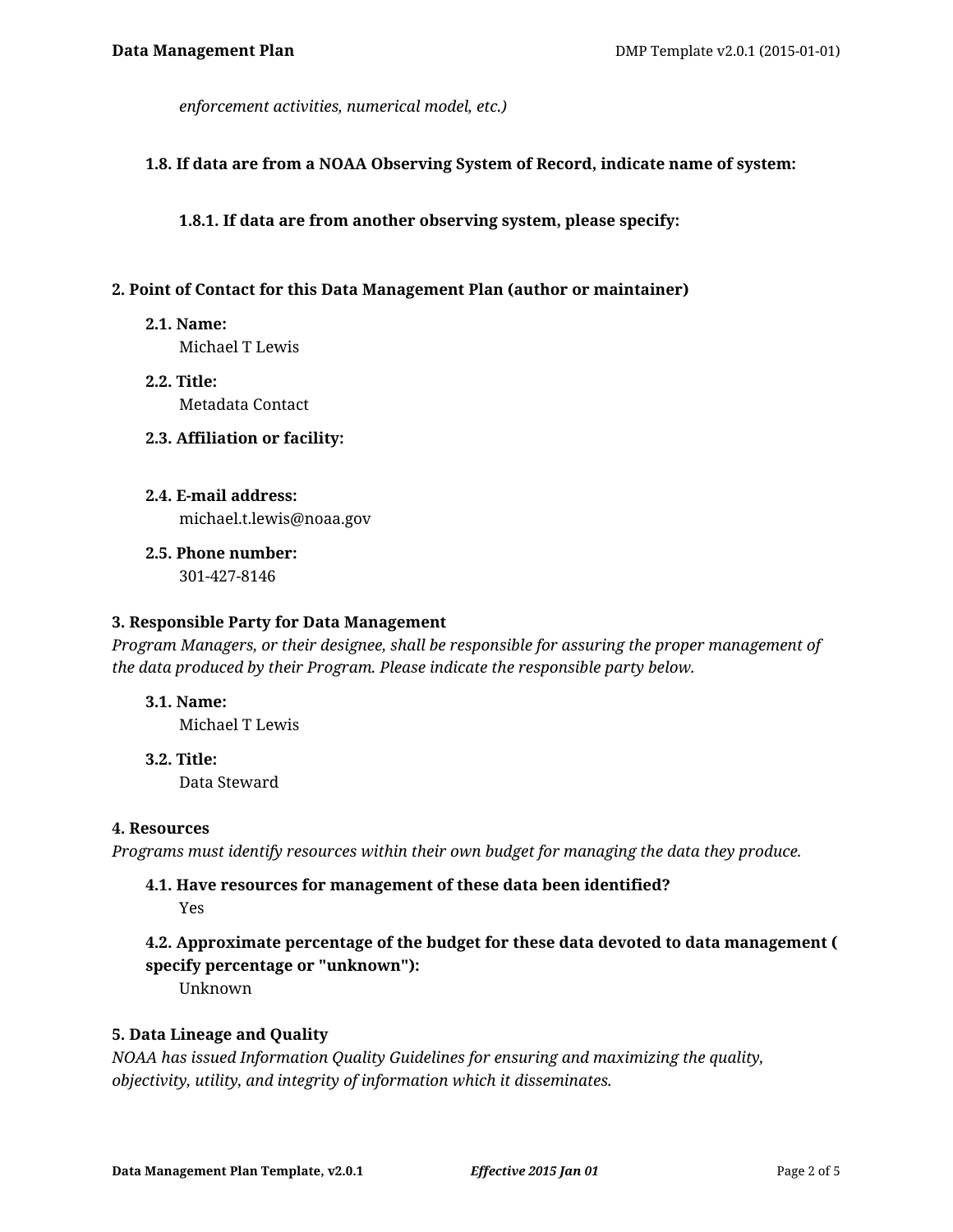*enforcement activities, numerical model, etc.)*

**1.8. If data are from a NOAA Observing System of Record, indicate name of system:**

**1.8.1. If data are from another observing system, please specify:**

## 2. Point of Contact for this Data Management Plan (author or maintainer)

**2.1. Name:**
Michael T Lewis

**2.2. Title:**
Metadata Contact

**2.3. Affiliation or facility:**

**2.4. E-mail address:**
michael.t.lewis@noaa.gov

**2.5. Phone number:**
301-427-8146

## 3. Responsible Party for Data Management

*Program Managers, or their designee, shall be responsible for assuring the proper management of the data produced by their Program. Please indicate the responsible party below.*

**3.1. Name:**
Michael T Lewis

**3.2. Title:**
Data Steward

## 4. Resources

*Programs must identify resources within their own budget for managing the data they produce.*

**4.1. Have resources for management of these data been identified?**
Yes

**4.2. Approximate percentage of the budget for these data devoted to data management ( specify percentage or "unknown"):**
Unknown

## 5. Data Lineage and Quality

*NOAA has issued Information Quality Guidelines for ensuring and maximizing the quality, objectivity, utility, and integrity of information which it disseminates.*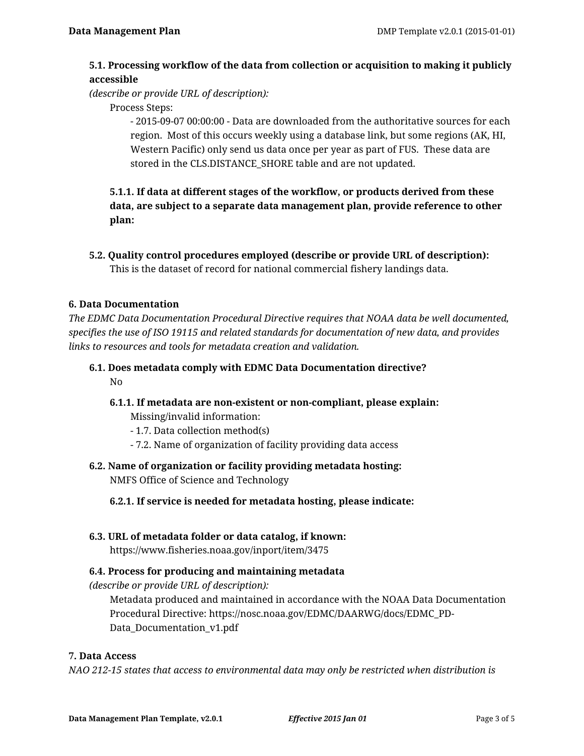**5.1. Processing workflow of the data from collection or acquisition to making it publicly accessible**

*(describe or provide URL of description):*

Process Steps:

- 2015-09-07 00:00:00 - Data are downloaded from the authoritative sources for each region. Most of this occurs weekly using a database link, but some regions (AK, HI, Western Pacific) only send us data once per year as part of FUS. These data are stored in the CLS.DISTANCE_SHORE table and are not updated.

**5.1.1. If data at different stages of the workflow, or products derived from these data, are subject to a separate data management plan, provide reference to other plan:**

**5.2. Quality control procedures employed (describe or provide URL of description):**

This is the dataset of record for national commercial fishery landings data.

## 6. Data Documentation

*The EDMC Data Documentation Procedural Directive requires that NOAA data be well documented, specifies the use of ISO 19115 and related standards for documentation of new data, and provides links to resources and tools for metadata creation and validation.*

**6.1. Does metadata comply with EDMC Data Documentation directive?**

No

**6.1.1. If metadata are non-existent or non-compliant, please explain:**

Missing/invalid information:

- 1.7. Data collection method(s)
- 7.2. Name of organization of facility providing data access

**6.2. Name of organization or facility providing metadata hosting:**

NMFS Office of Science and Technology

**6.2.1. If service is needed for metadata hosting, please indicate:**

**6.3. URL of metadata folder or data catalog, if known:**

https://www.fisheries.noaa.gov/inport/item/3475

**6.4. Process for producing and maintaining metadata**

*(describe or provide URL of description):*

Metadata produced and maintained in accordance with the NOAA Data Documentation Procedural Directive: https://nosc.noaa.gov/EDMC/DAARWG/docs/EDMC_PD-Data_Documentation_v1.pdf

## 7. Data Access

*NAO 212-15 states that access to environmental data may only be restricted when distribution is*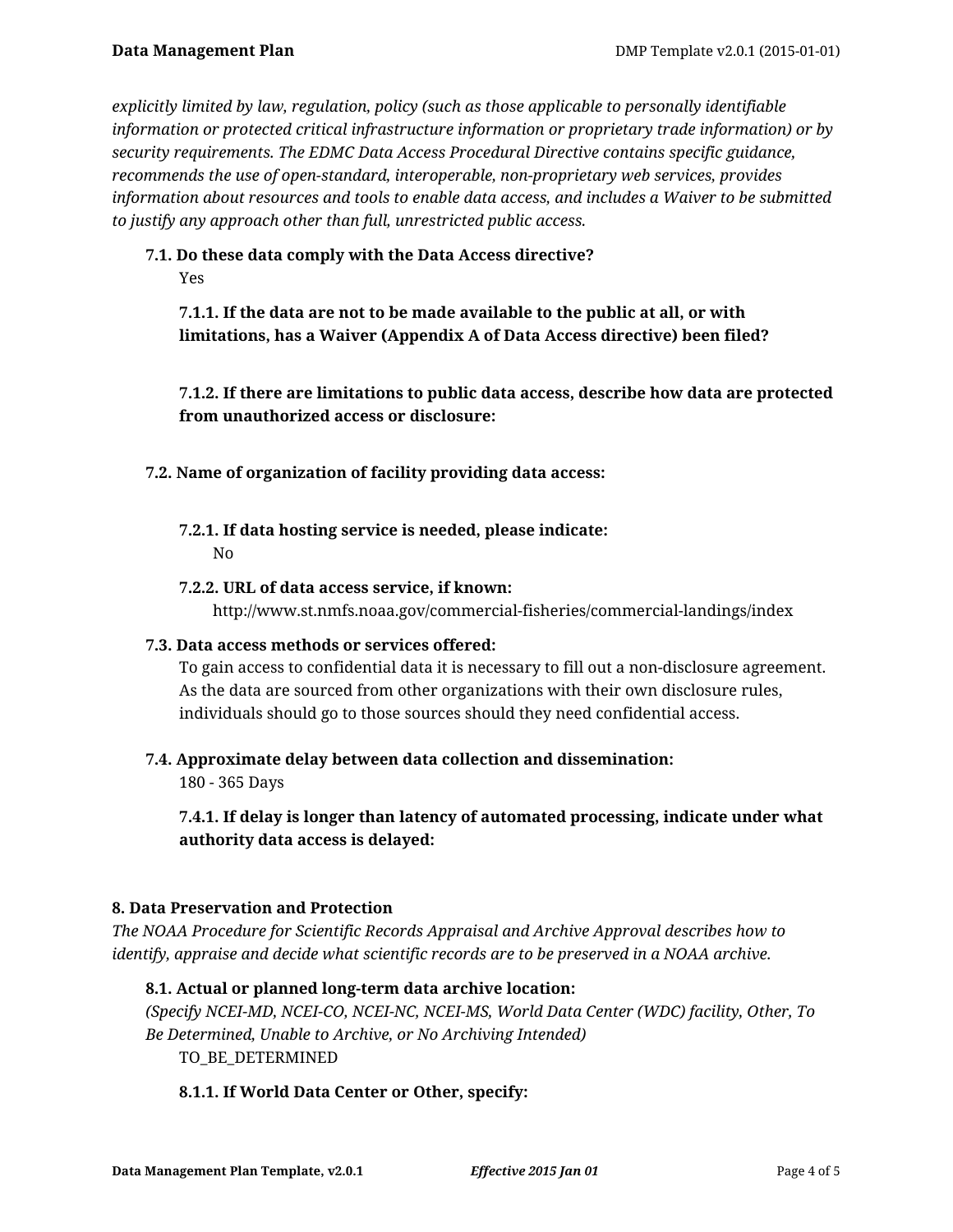*explicitly limited by law, regulation, policy (such as those applicable to personally identifiable information or protected critical infrastructure information or proprietary trade information) or by security requirements. The EDMC Data Access Procedural Directive contains specific guidance, recommends the use of open-standard, interoperable, non-proprietary web services, provides information about resources and tools to enable data access, and includes a Waiver to be submitted to justify any approach other than full, unrestricted public access.*

**7.1. Do these data comply with the Data Access directive?**

Yes

**7.1.1. If the data are not to be made available to the public at all, or with limitations, has a Waiver (Appendix A of Data Access directive) been filed?**

**7.1.2. If there are limitations to public data access, describe how data are protected from unauthorized access or disclosure:**

**7.2. Name of organization of facility providing data access:**

**7.2.1. If data hosting service is needed, please indicate:**

No

**7.2.2. URL of data access service, if known:**

http://www.st.nmfs.noaa.gov/commercial-fisheries/commercial-landings/index

**7.3. Data access methods or services offered:**

To gain access to confidential data it is necessary to fill out a non-disclosure agreement. As the data are sourced from other organizations with their own disclosure rules, individuals should go to those sources should they need confidential access.

**7.4. Approximate delay between data collection and dissemination:**

180 - 365 Days

**7.4.1. If delay is longer than latency of automated processing, indicate under what authority data access is delayed:**

## 8. Data Preservation and Protection

*The NOAA Procedure for Scientific Records Appraisal and Archive Approval describes how to identify, appraise and decide what scientific records are to be preserved in a NOAA archive.*

**8.1. Actual or planned long-term data archive location:**

*(Specify NCEI-MD, NCEI-CO, NCEI-NC, NCEI-MS, World Data Center (WDC) facility, Other, To Be Determined, Unable to Archive, or No Archiving Intended)*

TO_BE_DETERMINED

**8.1.1. If World Data Center or Other, specify:**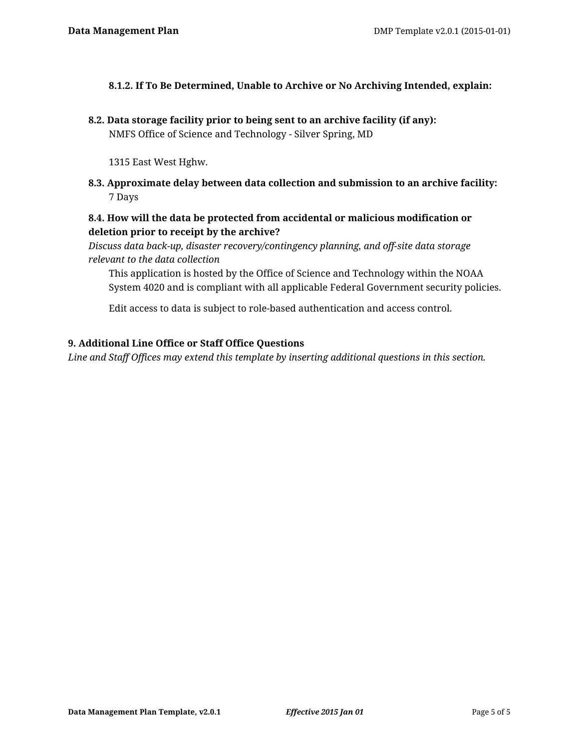**8.1.2. If To Be Determined, Unable to Archive or No Archiving Intended, explain:**

**8.2. Data storage facility prior to being sent to an archive facility (if any):**

NMFS Office of Science and Technology - Silver Spring, MD

1315 East West Hghw.

**8.3. Approximate delay between data collection and submission to an archive facility:**

7 Days

**8.4. How will the data be protected from accidental or malicious modification or deletion prior to receipt by the archive?**

*Discuss data back-up, disaster recovery/contingency planning, and off-site data storage relevant to the data collection*

This application is hosted by the Office of Science and Technology within the NOAA System 4020 and is compliant with all applicable Federal Government security policies.

Edit access to data is subject to role-based authentication and access control.

### 9. Additional Line Office or Staff Office Questions

*Line and Staff Offices may extend this template by inserting additional questions in this section.*